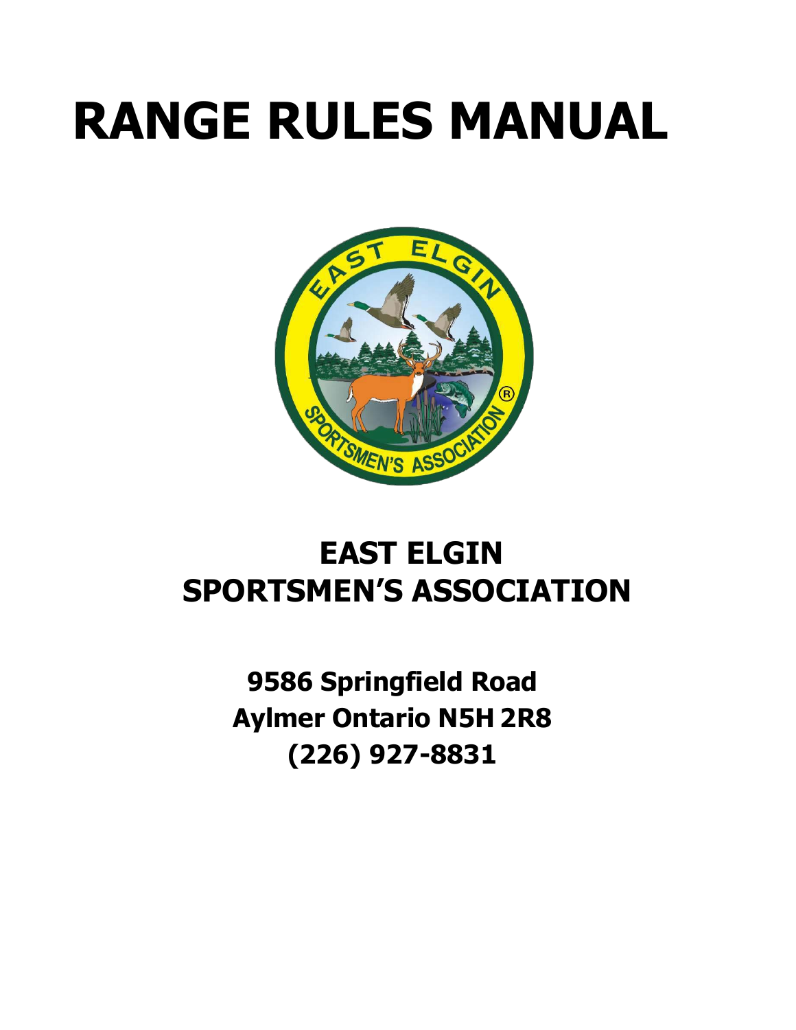# RANGE RULES MANUAL

## EAST ELGIN SPORTSMEN'S ASSOCIATION

**9586 Springfield Road**
**Aylmer Ontario N5H 2R8**
**(226) 927-8831**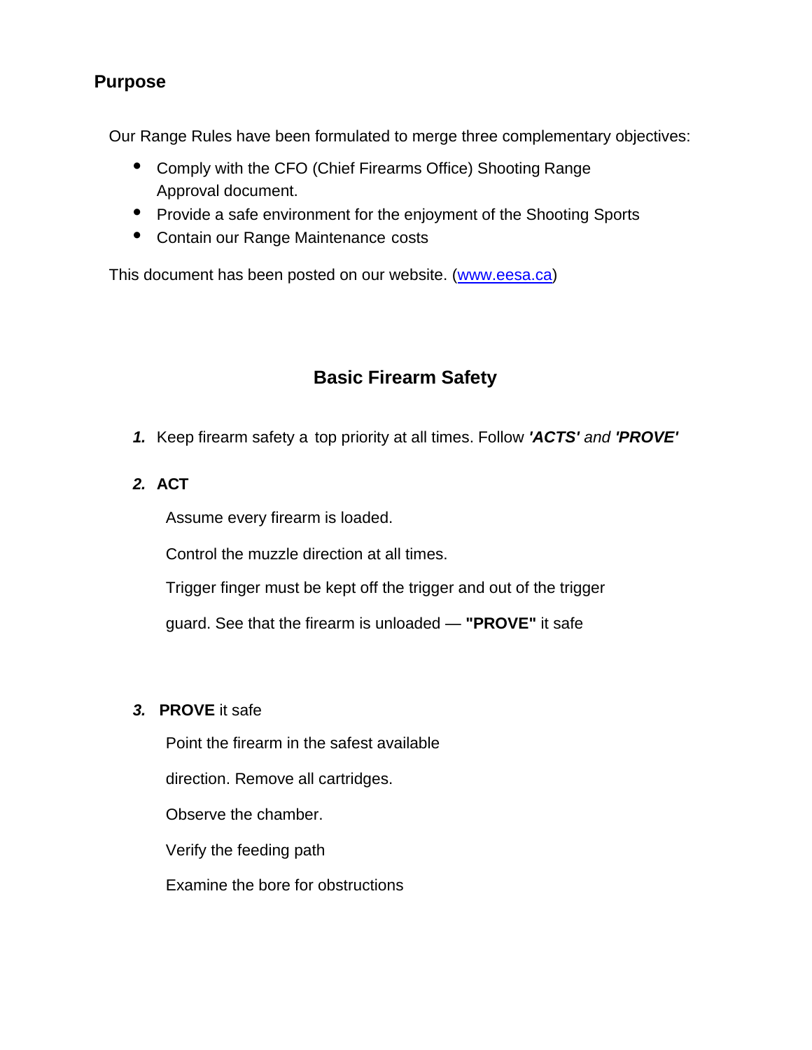## Purpose

Our Range Rules have been formulated to merge three complementary objectives:

- Comply with the CFO (Chief Firearms Office) Shooting Range Approval document.
- Provide a safe environment for the enjoyment of the Shooting Sports
- Contain our Range Maintenance costs

This document has been posted on our website. ([www.eesa.ca](http://www.eesa.ca))

## Basic Firearm Safety

***1.*** Keep firearm safety a top priority at all times. Follow ***'ACTS'*** *and* ***'PROVE'***

***2.*** **ACT**

Assume every firearm is loaded.

Control the muzzle direction at all times.

Trigger finger must be kept off the trigger and out of the trigger

guard. See that the firearm is unloaded — **"PROVE"** it safe

***3.*** **PROVE** it safe

Point the firearm in the safest available

direction. Remove all cartridges.

Observe the chamber.

Verify the feeding path

Examine the bore for obstructions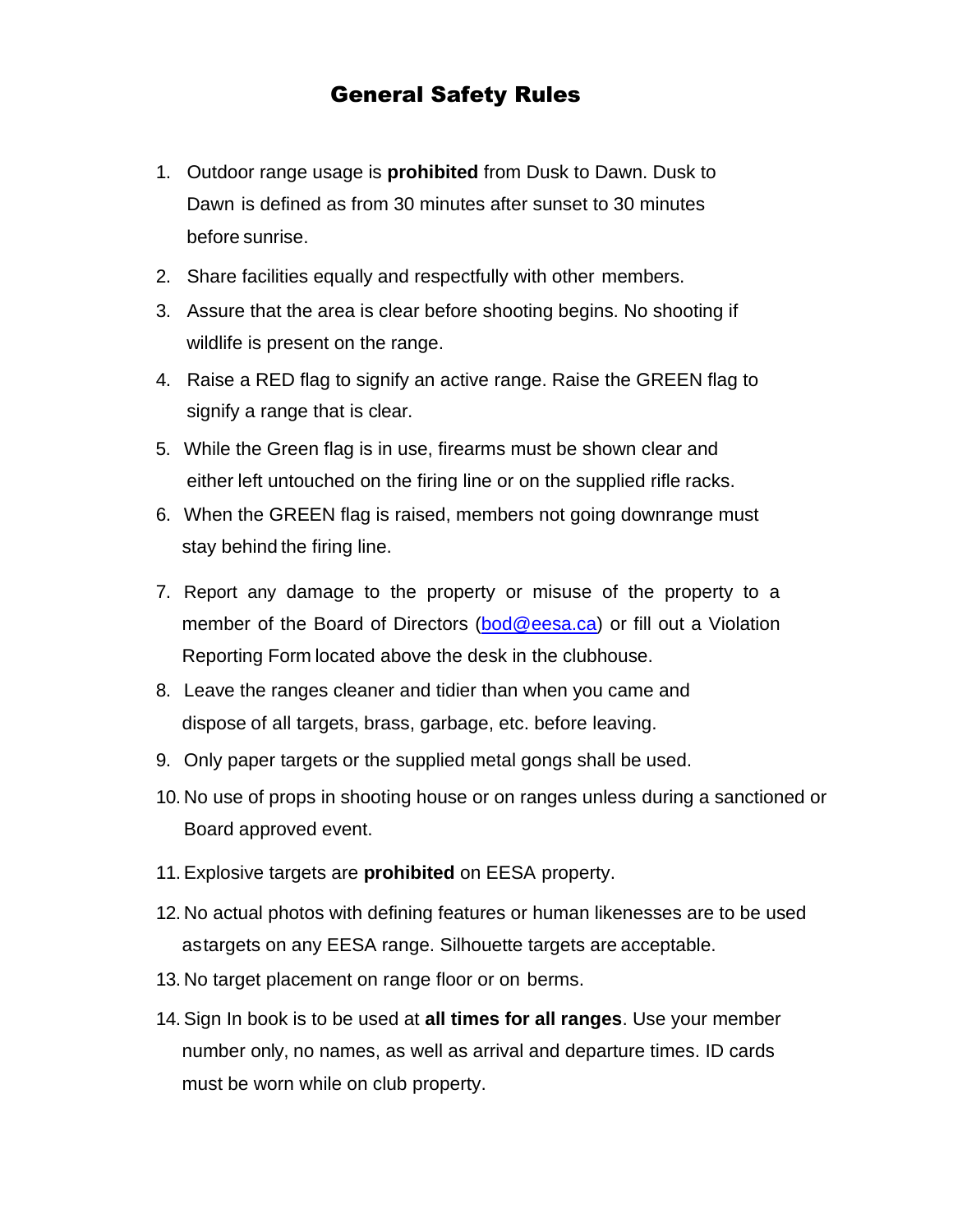# General Safety Rules

1. Outdoor range usage is **prohibited** from Dusk to Dawn. Dusk to Dawn is defined as from 30 minutes after sunset to 30 minutes before sunrise.
2. Share facilities equally and respectfully with other members.
3. Assure that the area is clear before shooting begins. No shooting if wildlife is present on the range.
4. Raise a RED flag to signify an active range. Raise the GREEN flag to signify a range that is clear.
5. While the Green flag is in use, firearms must be shown clear and either left untouched on the firing line or on the supplied rifle racks.
6. When the GREEN flag is raised, members not going downrange must stay behind the firing line.
7. Report any damage to the property or misuse of the property to a member of the Board of Directors (bod@eesa.ca) or fill out a Violation Reporting Form located above the desk in the clubhouse.
8. Leave the ranges cleaner and tidier than when you came and dispose of all targets, brass, garbage, etc. before leaving.
9. Only paper targets or the supplied metal gongs shall be used.
10. No use of props in shooting house or on ranges unless during a sanctioned or Board approved event.
11. Explosive targets are **prohibited** on EESA property.
12. No actual photos with defining features or human likenesses are to be used astargets on any EESA range. Silhouette targets are acceptable.
13. No target placement on range floor or on berms.
14. Sign In book is to be used at **all times for all ranges**. Use your member number only, no names, as well as arrival and departure times. ID cards must be worn while on club property.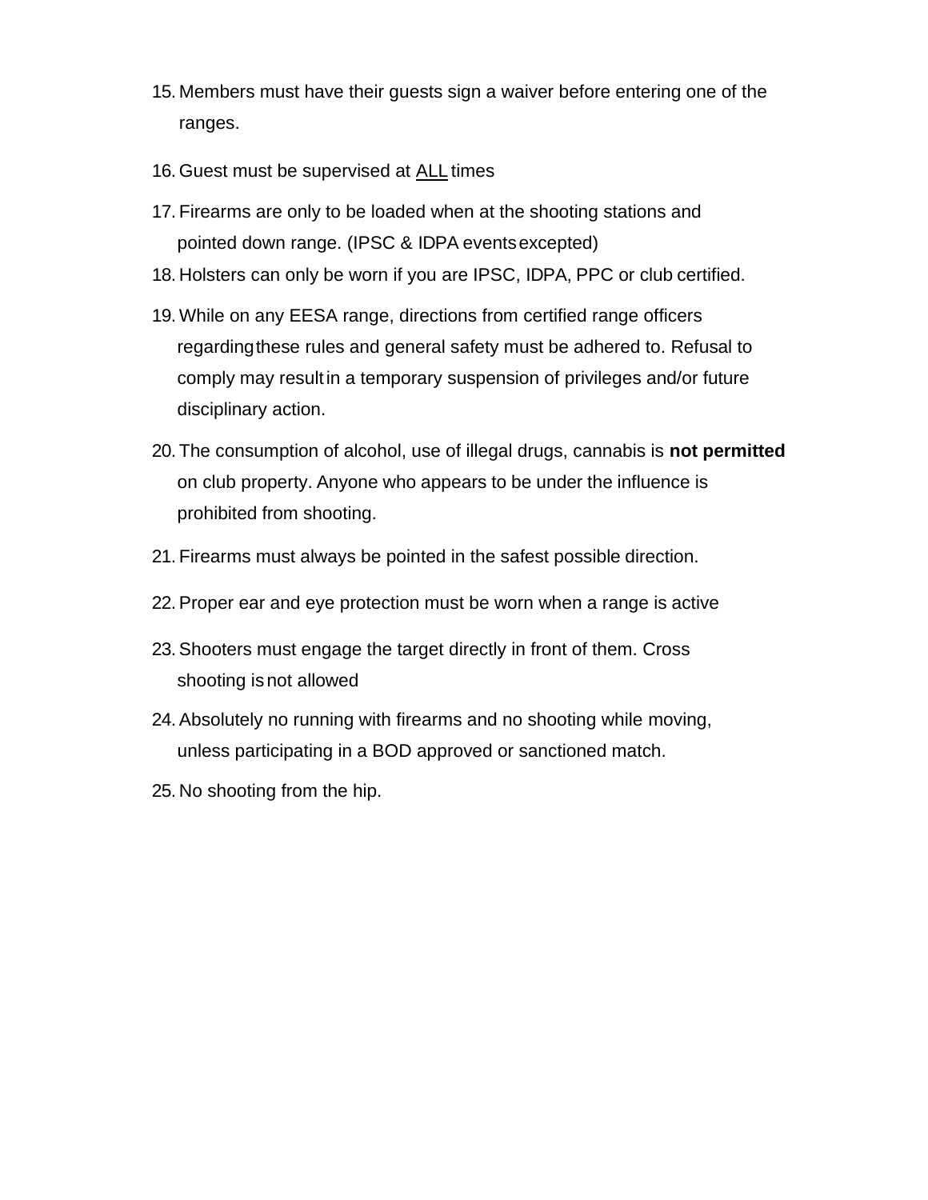15. Members must have their guests sign a waiver before entering one of the ranges.
16. Guest must be supervised at <u>ALL</u> times
17. Firearms are only to be loaded when at the shooting stations and pointed down range. (IPSC & IDPA events excepted)
18. Holsters can only be worn if you are IPSC, IDPA, PPC or club certified.
19. While on any EESA range, directions from certified range officers regarding these rules and general safety must be adhered to. Refusal to comply may result in a temporary suspension of privileges and/or future disciplinary action.
20. The consumption of alcohol, use of illegal drugs, cannabis is **not permitted** on club property. Anyone who appears to be under the influence is prohibited from shooting.
21. Firearms must always be pointed in the safest possible direction.
22. Proper ear and eye protection must be worn when a range is active
23. Shooters must engage the target directly in front of them. Cross shooting is not allowed
24. Absolutely no running with firearms and no shooting while moving, unless participating in a BOD approved or sanctioned match.
25. No shooting from the hip.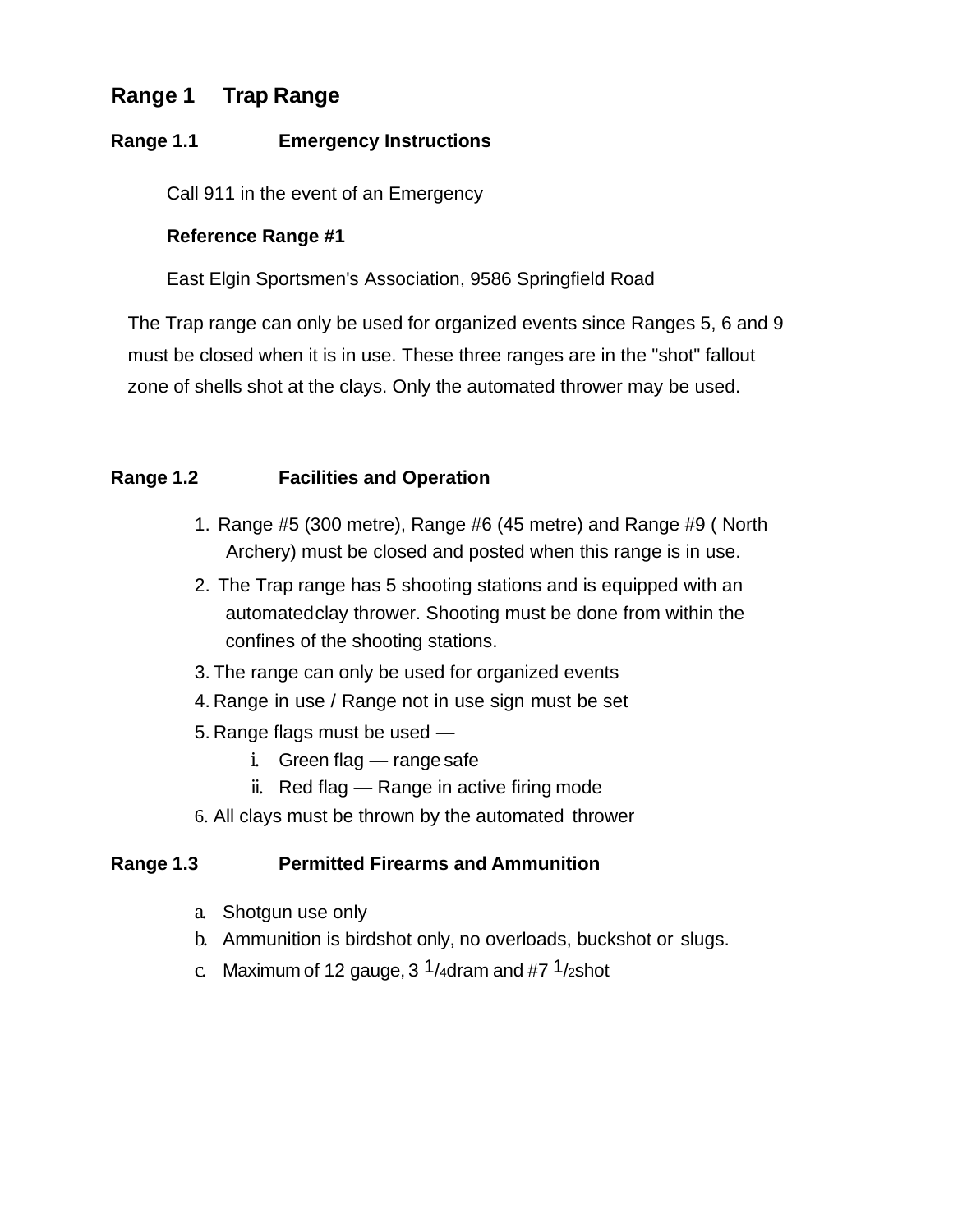# Range 1 Trap Range

## Range 1.1 Emergency Instructions

Call 911 in the event of an Emergency

**Reference Range #1**

East Elgin Sportsmen's Association, 9586 Springfield Road

The Trap range can only be used for organized events since Ranges 5, 6 and 9 must be closed when it is in use. These three ranges are in the "shot" fallout zone of shells shot at the clays. Only the automated thrower may be used.

## Range 1.2 Facilities and Operation

1. Range #5 (300 metre), Range #6 (45 metre) and Range #9 ( North Archery) must be closed and posted when this range is in use.
2. The Trap range has 5 shooting stations and is equipped with an automated clay thrower. Shooting must be done from within the confines of the shooting stations.
3. The range can only be used for organized events
4. Range in use / Range not in use sign must be set
5. Range flags must be used —
   1. Green flag — range safe
   2. Red flag — Range in active firing mode
6. All clays must be thrown by the automated thrower

## Range 1.3 Permitted Firearms and Ammunition

a. Shotgun use only
b. Ammunition is birdshot only, no overloads, buckshot or slugs.
c. Maximum of 12 gauge, 3 1/4 dram and #7 1/2 shot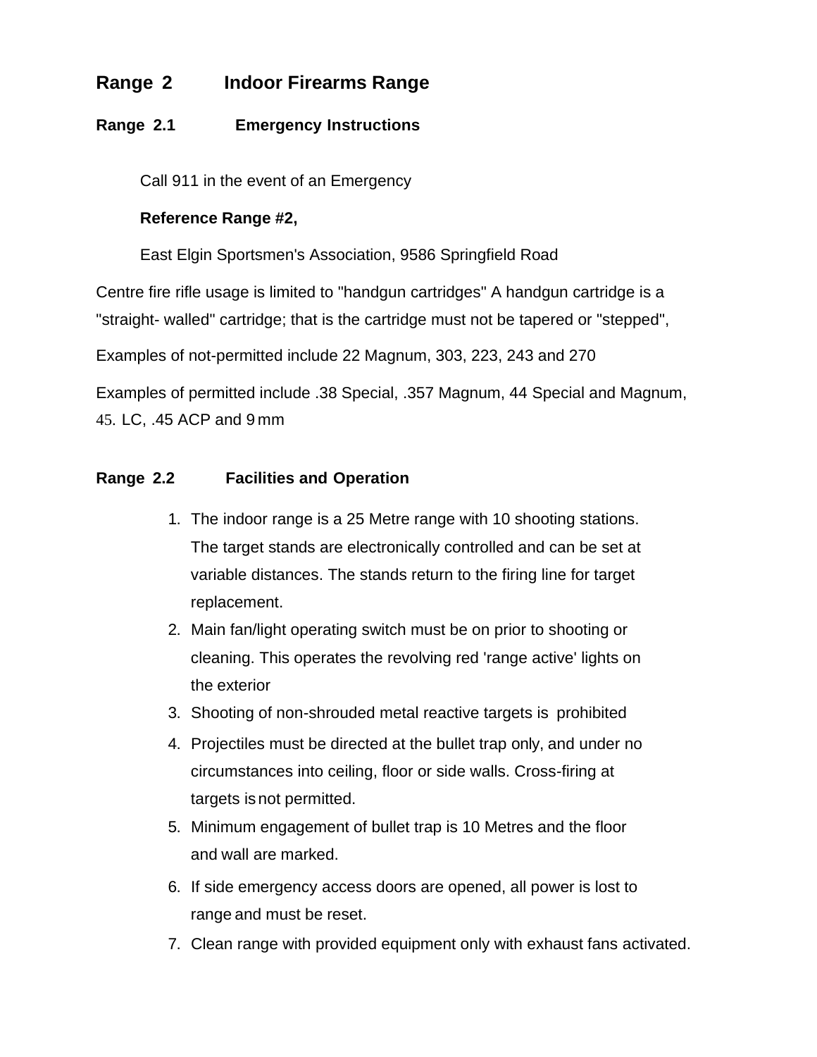## Range 2 Indoor Firearms Range

### Range 2.1 Emergency Instructions

Call 911 in the event of an Emergency

**Reference Range #2,**

East Elgin Sportsmen's Association, 9586 Springfield Road

Centre fire rifle usage is limited to "handgun cartridges" A handgun cartridge is a "straight- walled" cartridge; that is the cartridge must not be tapered or "stepped",

Examples of not-permitted include 22 Magnum, 303, 223, 243 and 270

Examples of permitted include .38 Special, .357 Magnum, 44 Special and Magnum, 45. LC, .45 ACP and 9 mm

### Range 2.2 Facilities and Operation

1. The indoor range is a 25 Metre range with 10 shooting stations. The target stands are electronically controlled and can be set at variable distances. The stands return to the firing line for target replacement.
2. Main fan/light operating switch must be on prior to shooting or cleaning. This operates the revolving red 'range active' lights on the exterior
3. Shooting of non-shrouded metal reactive targets is prohibited
4. Projectiles must be directed at the bullet trap only, and under no circumstances into ceiling, floor or side walls. Cross-firing at targets is not permitted.
5. Minimum engagement of bullet trap is 10 Metres and the floor and wall are marked.
6. If side emergency access doors are opened, all power is lost to range and must be reset.
7. Clean range with provided equipment only with exhaust fans activated.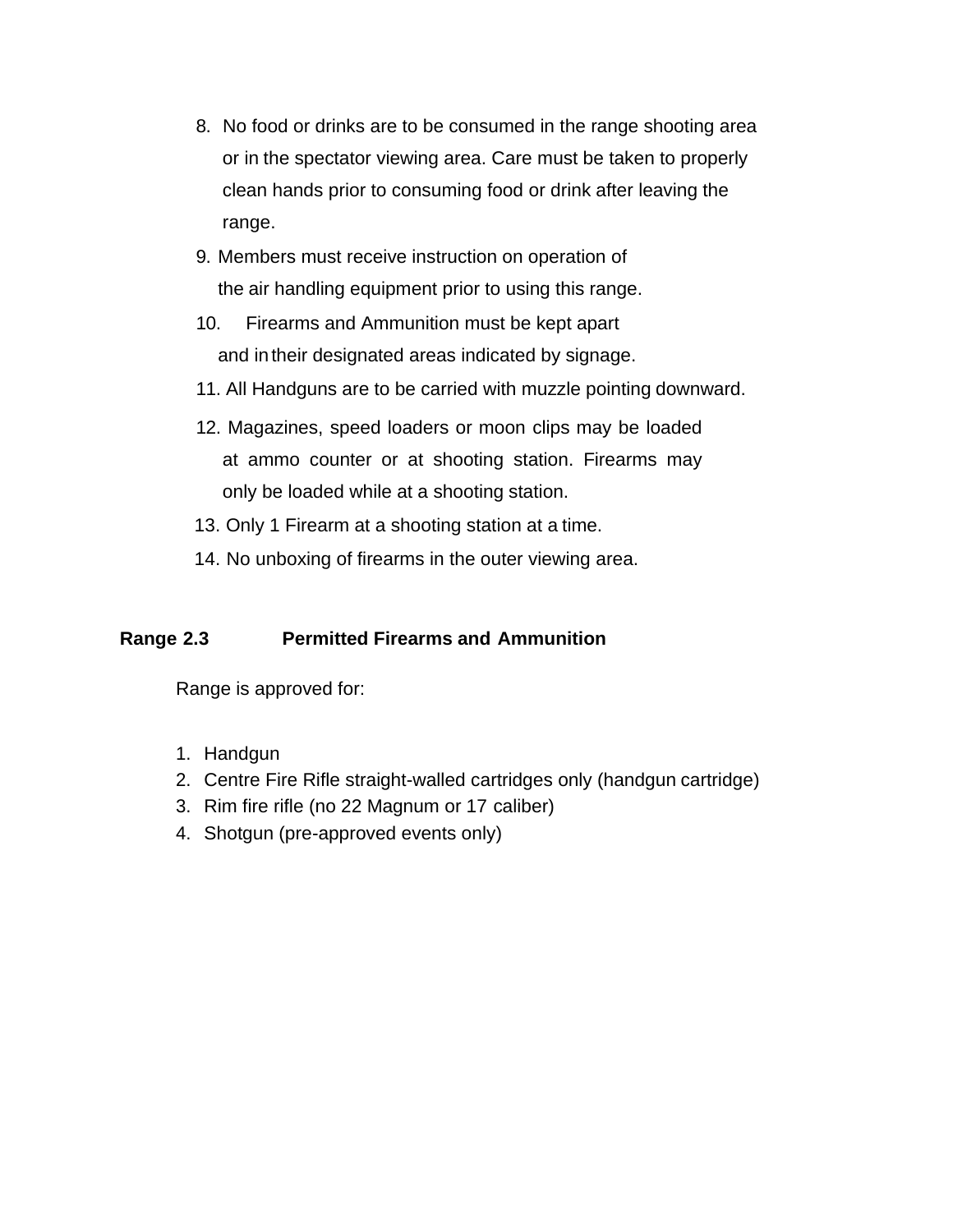8. No food or drinks are to be consumed in the range shooting area or in the spectator viewing area. Care must be taken to properly clean hands prior to consuming food or drink after leaving the range.
9. Members must receive instruction on operation of the air handling equipment prior to using this range.
10. Firearms and Ammunition must be kept apart and in their designated areas indicated by signage.
11. All Handguns are to be carried with muzzle pointing downward.
12. Magazines, speed loaders or moon clips may be loaded at ammo counter or at shooting station. Firearms may only be loaded while at a shooting station.
13. Only 1 Firearm at a shooting station at a time.
14. No unboxing of firearms in the outer viewing area.

## Range 2.3 Permitted Firearms and Ammunition

Range is approved for:

1. Handgun
2. Centre Fire Rifle straight-walled cartridges only (handgun cartridge)
3. Rim fire rifle (no 22 Magnum or 17 caliber)
4. Shotgun (pre-approved events only)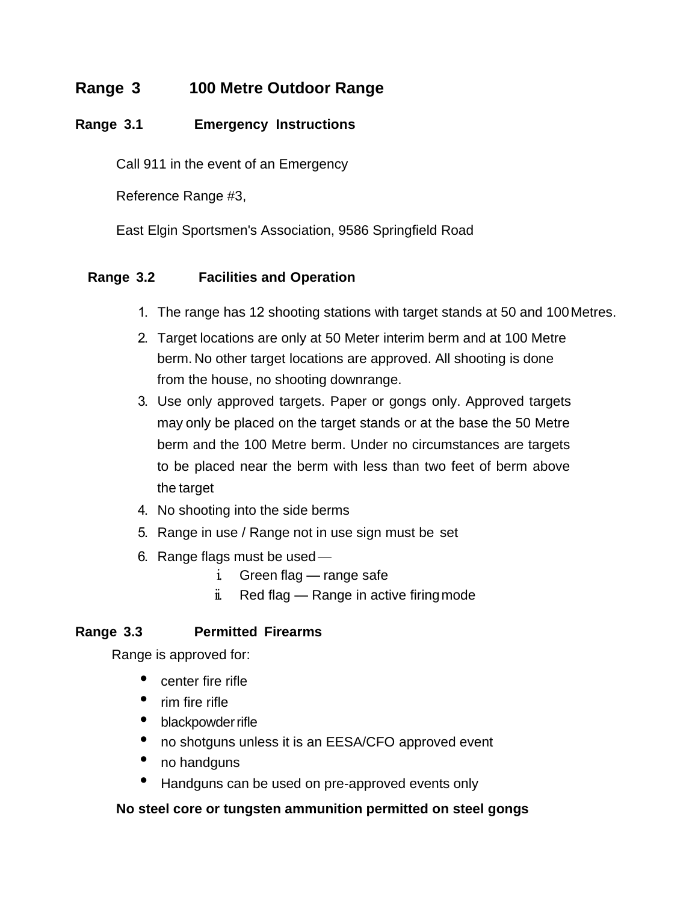## Range 3 100 Metre Outdoor Range

### Range 3.1 Emergency Instructions

Call 911 in the event of an Emergency

Reference Range #3,

East Elgin Sportsmen's Association, 9586 Springfield Road

### Range 3.2 Facilities and Operation

1. The range has 12 shooting stations with target stands at 50 and 100 Metres.
2. Target locations are only at 50 Meter interim berm and at 100 Metre berm. No other target locations are approved. All shooting is done from the house, no shooting downrange.
3. Use only approved targets. Paper or gongs only. Approved targets may only be placed on the target stands or at the base the 50 Metre berm and the 100 Metre berm. Under no circumstances are targets to be placed near the berm with less than two feet of berm above the target
4. No shooting into the side berms
5. Range in use / Range not in use sign must be set
6. Range flags must be used —
   i. Green flag — range safe
   ii. Red flag — Range in active firing mode

### Range 3.3 Permitted Firearms

Range is approved for:

- center fire rifle
- rim fire rifle
- blackpowder rifle
- no shotguns unless it is an EESA/CFO approved event
- no handguns
- Handguns can be used on pre-approved events only

**No steel core or tungsten ammunition permitted on steel gongs**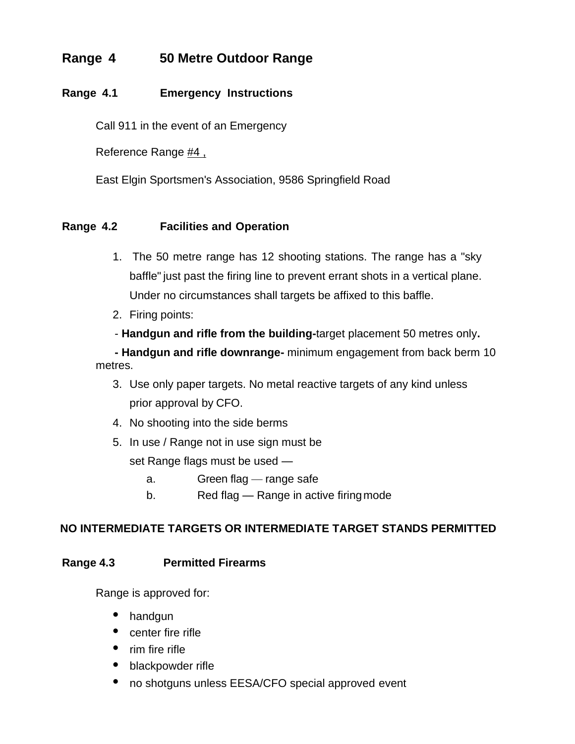## Range 4 50 Metre Outdoor Range

### Range 4.1 Emergency Instructions

Call 911 in the event of an Emergency

Reference Range #4 ,

East Elgin Sportsmen's Association, 9586 Springfield Road

### Range 4.2 Facilities and Operation

1. The 50 metre range has 12 shooting stations. The range has a "sky baffle" just past the firing line to prevent errant shots in a vertical plane. Under no circumstances shall targets be affixed to this baffle.
2. Firing points:
   - **Handgun and rifle from the building-**target placement 50 metres only**.**
   - **Handgun and rifle downrange-** minimum engagement from back berm 10 metres.
3. Use only paper targets. No metal reactive targets of any kind unless prior approval by CFO.
4. No shooting into the side berms
5. In use / Range not in use sign must be set Range flags must be used —
   a. Green flag — range safe
   b. Red flag — Range in active firing mode

**NO INTERMEDIATE TARGETS OR INTERMEDIATE TARGET STANDS PERMITTED**

### Range 4.3 Permitted Firearms

Range is approved for:

- handgun
- center fire rifle
- rim fire rifle
- blackpowder rifle
- no shotguns unless EESA/CFO special approved event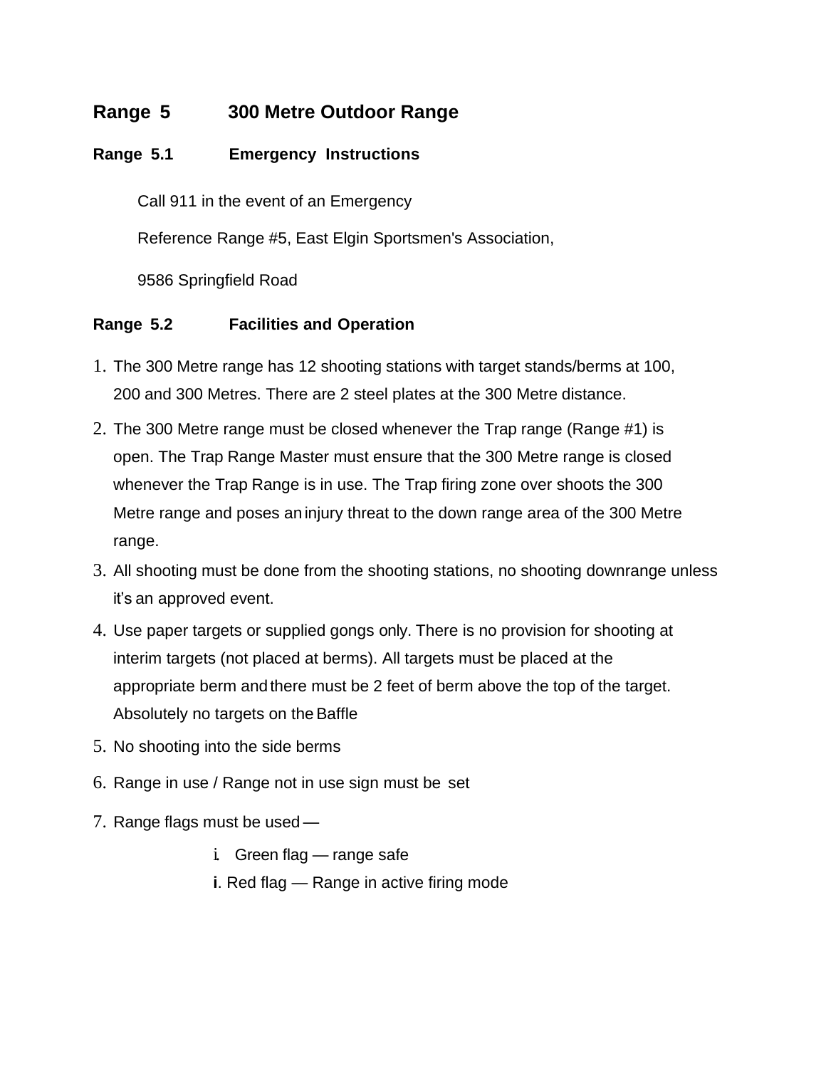## Range 5 300 Metre Outdoor Range

### Range 5.1 Emergency Instructions

Call 911 in the event of an Emergency

Reference Range #5, East Elgin Sportsmen's Association,

9586 Springfield Road

### Range 5.2 Facilities and Operation

1. The 300 Metre range has 12 shooting stations with target stands/berms at 100, 200 and 300 Metres. There are 2 steel plates at the 300 Metre distance.
2. The 300 Metre range must be closed whenever the Trap range (Range #1) is open. The Trap Range Master must ensure that the 300 Metre range is closed whenever the Trap Range is in use. The Trap firing zone over shoots the 300 Metre range and poses an injury threat to the down range area of the 300 Metre range.
3. All shooting must be done from the shooting stations, no shooting downrange unless it's an approved event.
4. Use paper targets or supplied gongs only. There is no provision for shooting at interim targets (not placed at berms). All targets must be placed at the appropriate berm and there must be 2 feet of berm above the top of the target. Absolutely no targets on the Baffle
5. No shooting into the side berms
6. Range in use / Range not in use sign must be set
7. Range flags must be used —
   - i. Green flag — range safe
   - i. Red flag — Range in active firing mode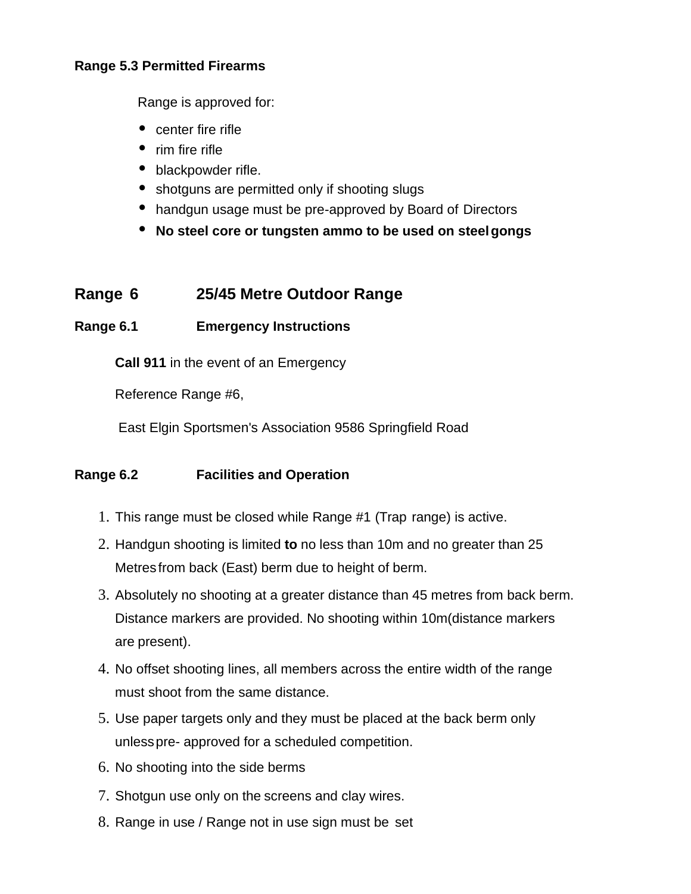**Range 5.3 Permitted Firearms**

Range is approved for:

- center fire rifle
- rim fire rifle
- blackpowder rifle.
- shotguns are permitted only if shooting slugs
- handgun usage must be pre-approved by Board of Directors
- **No steel core or tungsten ammo to be used on steel gongs**

## Range 6 25/45 Metre Outdoor Range

### Range 6.1 Emergency Instructions

**Call 911** in the event of an Emergency

Reference Range #6,

East Elgin Sportsmen's Association 9586 Springfield Road

### Range 6.2 Facilities and Operation

1. This range must be closed while Range #1 (Trap range) is active.
2. Handgun shooting is limited **to** no less than 10m and no greater than 25 Metres from back (East) berm due to height of berm.
3. Absolutely no shooting at a greater distance than 45 metres from back berm. Distance markers are provided. No shooting within 10m(distance markers are present).
4. No offset shooting lines, all members across the entire width of the range must shoot from the same distance.
5. Use paper targets only and they must be placed at the back berm only unless pre- approved for a scheduled competition.
6. No shooting into the side berms
7. Shotgun use only on the screens and clay wires.
8. Range in use / Range not in use sign must be set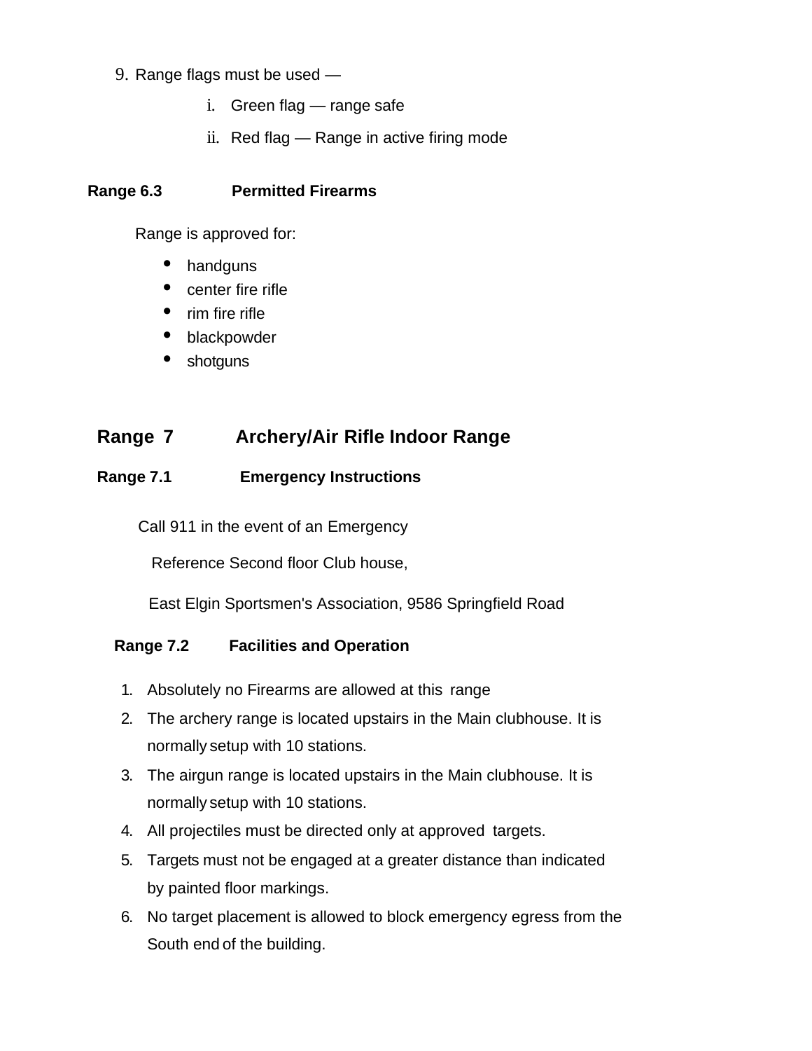9. Range flags must be used —
    i. Green flag — range safe
    ii. Red flag — Range in active firing mode

**Range 6.3 Permitted Firearms**

Range is approved for:

- handguns
- center fire rifle
- rim fire rifle
- blackpowder
- shotguns

## Range 7 Archery/Air Rifle Indoor Range

**Range 7.1 Emergency Instructions**

Call 911 in the event of an Emergency

Reference Second floor Club house,

East Elgin Sportsmen's Association, 9586 Springfield Road

**Range 7.2 Facilities and Operation**

1. Absolutely no Firearms are allowed at this range
2. The archery range is located upstairs in the Main clubhouse. It is normally setup with 10 stations.
3. The airgun range is located upstairs in the Main clubhouse. It is normally setup with 10 stations.
4. All projectiles must be directed only at approved targets.
5. Targets must not be engaged at a greater distance than indicated by painted floor markings.
6. No target placement is allowed to block emergency egress from the South end of the building.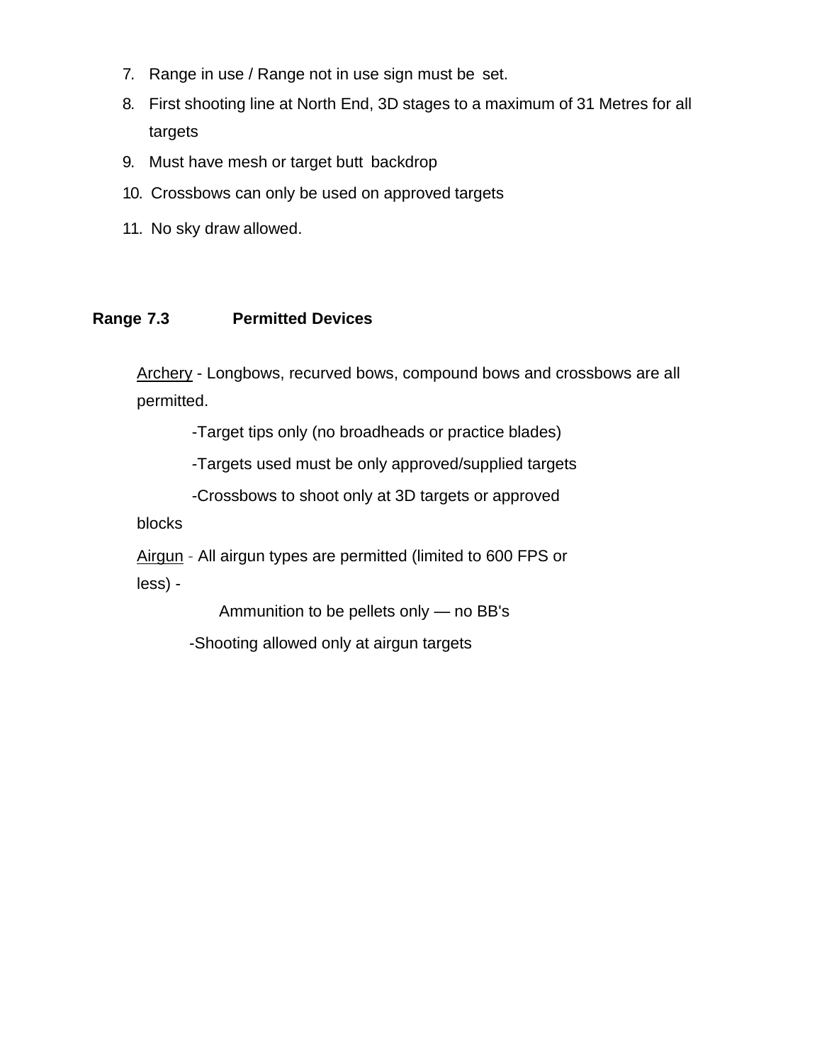7. Range in use / Range not in use sign must be set.
8. First shooting line at North End, 3D stages to a maximum of 31 Metres for all targets
9. Must have mesh or target butt backdrop
10. Crossbows can only be used on approved targets
11. No sky draw allowed.

**Range 7.3 Permitted Devices**

Archery - Longbows, recurved bows, compound bows and crossbows are all permitted.

- Target tips only (no broadheads or practice blades)
- Targets used must be only approved/supplied targets
- Crossbows to shoot only at 3D targets or approved blocks

Airgun - All airgun types are permitted (limited to 600 FPS or less) -

- Ammunition to be pellets only — no BB's
- Shooting allowed only at airgun targets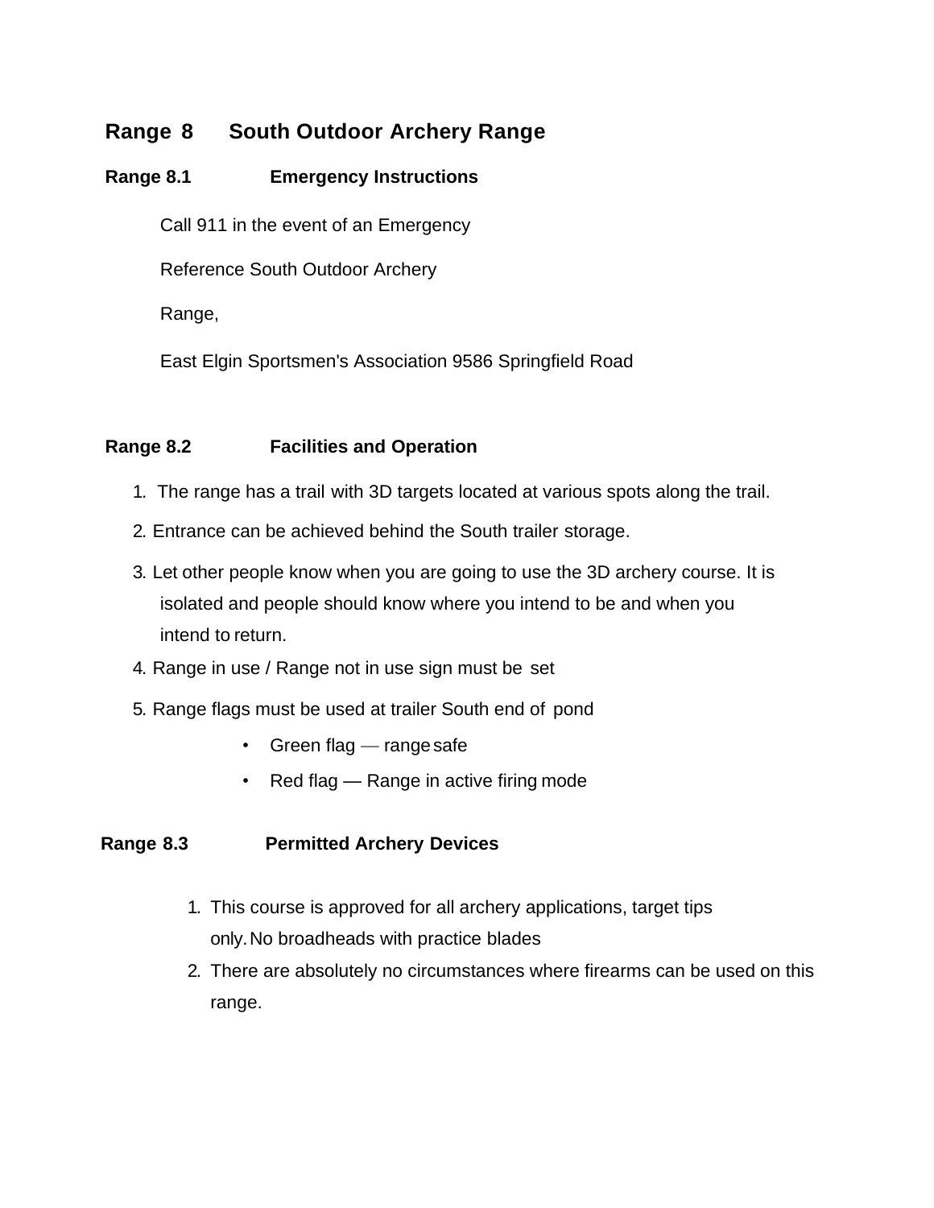## Range 8 South Outdoor Archery Range

### Range 8.1 Emergency Instructions

Call 911 in the event of an Emergency

Reference South Outdoor Archery

Range,

East Elgin Sportsmen's Association 9586 Springfield Road

### Range 8.2 Facilities and Operation

1. The range has a trail with 3D targets located at various spots along the trail.
2. Entrance can be achieved behind the South trailer storage.
3. Let other people know when you are going to use the 3D archery course. It is isolated and people should know where you intend to be and when you intend to return.
4. Range in use / Range not in use sign must be set
5. Range flags must be used at trailer South end of pond
   - Green flag — range safe
   - Red flag — Range in active firing mode

### Range 8.3 Permitted Archery Devices

1. This course is approved for all archery applications, target tips only. No broadheads with practice blades
2. There are absolutely no circumstances where firearms can be used on this range.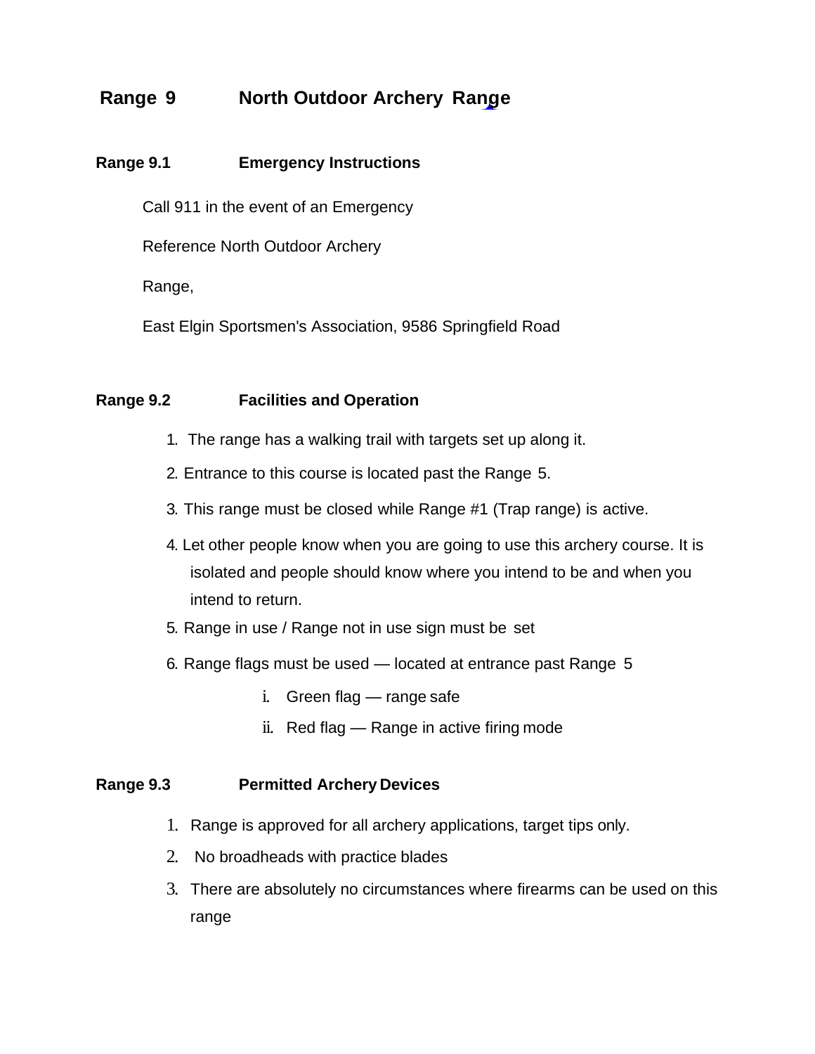# Range 9 North Outdoor Archery Range

## Range 9.1 Emergency Instructions

Call 911 in the event of an Emergency

Reference North Outdoor Archery

Range,

East Elgin Sportsmen's Association, 9586 Springfield Road

## Range 9.2 Facilities and Operation

1. The range has a walking trail with targets set up along it.
2. Entrance to this course is located past the Range 5.
3. This range must be closed while Range #1 (Trap range) is active.
4. Let other people know when you are going to use this archery course. It is isolated and people should know where you intend to be and when you intend to return.
5. Range in use / Range not in use sign must be set
6. Range flags must be used — located at entrance past Range 5
    i. Green flag — range safe
    ii. Red flag — Range in active firing mode

## Range 9.3 Permitted Archery Devices

1. Range is approved for all archery applications, target tips only.
2. No broadheads with practice blades
3. There are absolutely no circumstances where firearms can be used on this range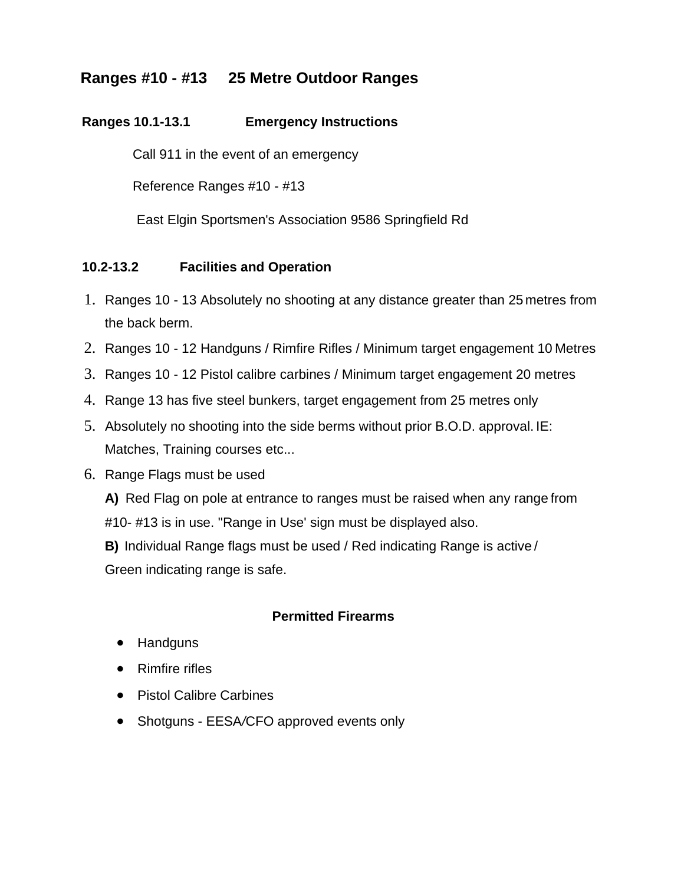## Ranges #10 - #13 25 Metre Outdoor Ranges

### Ranges 10.1-13.1 Emergency Instructions

Call 911 in the event of an emergency

Reference Ranges #10 - #13

East Elgin Sportsmen's Association 9586 Springfield Rd

### 10.2-13.2 Facilities and Operation

1. Ranges 10 - 13 Absolutely no shooting at any distance greater than 25 metres from the back berm.
2. Ranges 10 - 12 Handguns / Rimfire Rifles / Minimum target engagement 10 Metres
3. Ranges 10 - 12 Pistol calibre carbines / Minimum target engagement 20 metres
4. Range 13 has five steel bunkers, target engagement from 25 metres only
5. Absolutely no shooting into the side berms without prior B.O.D. approval. IE: Matches, Training courses etc...
6. Range Flags must be used
   **A)** Red Flag on pole at entrance to ranges must be raised when any range from #10- #13 is in use. "Range in Use' sign must be displayed also.
   **B)** Individual Range flags must be used / Red indicating Range is active / Green indicating range is safe.

**Permitted Firearms**

- Handguns
- Rimfire rifles
- Pistol Calibre Carbines
- Shotguns - EESA/CFO approved events only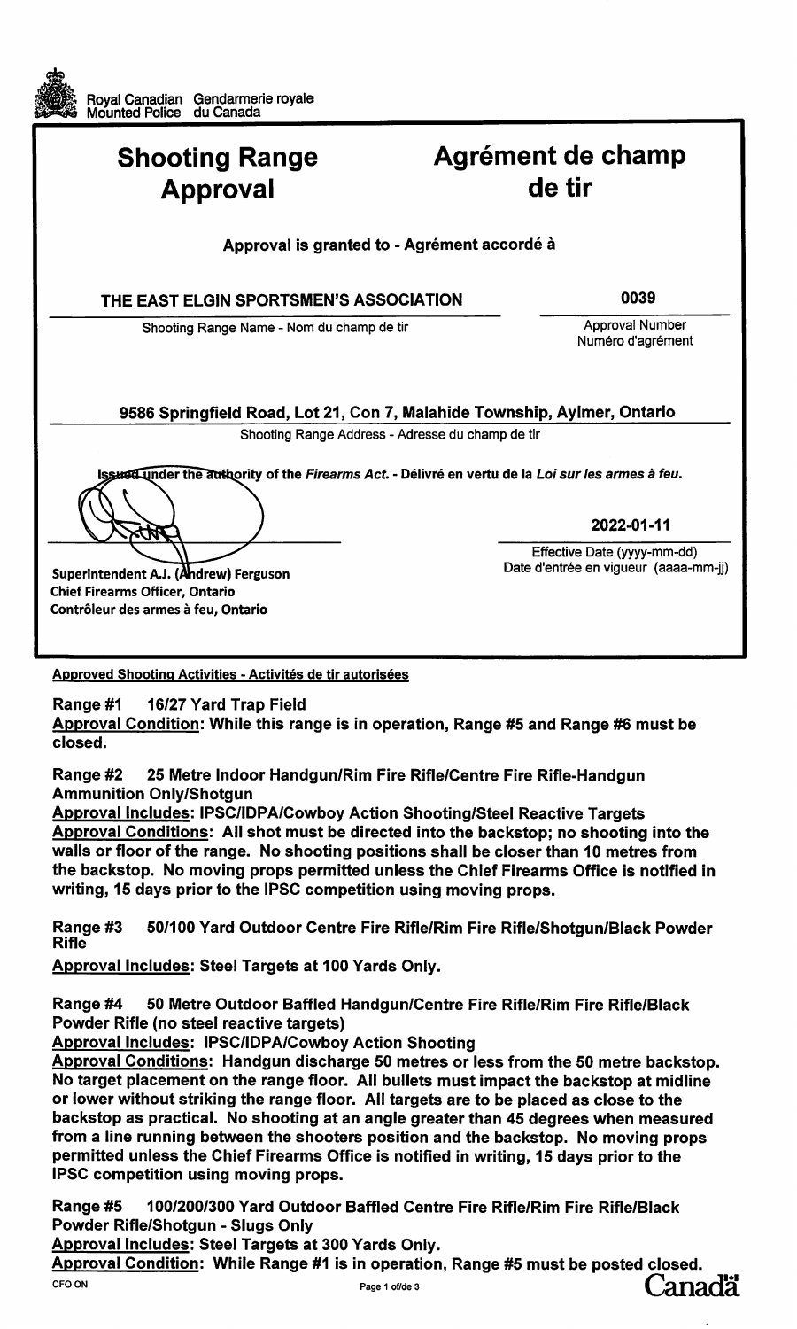Royal Canadian Mounted Police | Gendarmerie royale du Canada

# Shooting Range Approval

# Agrément de champ de tir

**Approval is granted to - Agrément accordé à**

| **THE EAST ELGIN SPORTSMEN'S ASSOCIATION** | **0039** |
|---|---|
| Shooting Range Name - Nom du champ de tir | Approval Number<br>Numéro d'agrément |

**9586 Springfield Road, Lot 21, Con 7, Malahide Township, Aylmer, Ontario**

Shooting Range Address - Adresse du champ de tir

**Issued under the authority of the *Firearms Act*. - Délivré en vertu de la *Loi sur les armes à feu*.**

| | **2022-01-11** |
|---|---|
| **Superintendent A.J. (Andrew) Ferguson**<br>**Chief Firearms Officer, Ontario**<br>**Contrôleur des armes à feu, Ontario** | Effective Date (yyyy-mm-dd)<br>Date d'entrée en vigueur (aaaa-mm-jj) |

**Approved Shooting Activities - Activités de tir autorisées**

**Range #1 16/27 Yard Trap Field**
**Approval Condition: While this range is in operation, Range #5 and Range #6 must be closed.**

**Range #2 25 Metre Indoor Handgun/Rim Fire Rifle/Centre Fire Rifle-Handgun Ammunition Only/Shotgun**
**Approval Includes: IPSC/IDPA/Cowboy Action Shooting/Steel Reactive Targets**
**Approval Conditions: All shot must be directed into the backstop; no shooting into the walls or floor of the range. No shooting positions shall be closer than 10 metres from the backstop. No moving props permitted unless the Chief Firearms Office is notified in writing, 15 days prior to the IPSC competition using moving props.**

**Range #3 50/100 Yard Outdoor Centre Fire Rifle/Rim Fire Rifle/Shotgun/Black Powder Rifle**
**Approval Includes: Steel Targets at 100 Yards Only.**

**Range #4 50 Metre Outdoor Baffled Handgun/Centre Fire Rifle/Rim Fire Rifle/Black Powder Rifle (no steel reactive targets)**
**Approval Includes: IPSC/IDPA/Cowboy Action Shooting**
**Approval Conditions: Handgun discharge 50 metres or less from the 50 metre backstop. No target placement on the range floor. All bullets must impact the backstop at midline or lower without striking the range floor. All targets are to be placed as close to the backstop as practical. No shooting at an angle greater than 45 degrees when measured from a line running between the shooters position and the backstop. No moving props permitted unless the Chief Firearms Office is notified in writing, 15 days prior to the IPSC competition using moving props.**

**Range #5 100/200/300 Yard Outdoor Baffled Centre Fire Rifle/Rim Fire Rifle/Black Powder Rifle/Shotgun - Slugs Only**
**Approval Includes: Steel Targets at 300 Yards Only.**
**Approval Condition: While Range #1 is in operation, Range #5 must be posted closed.**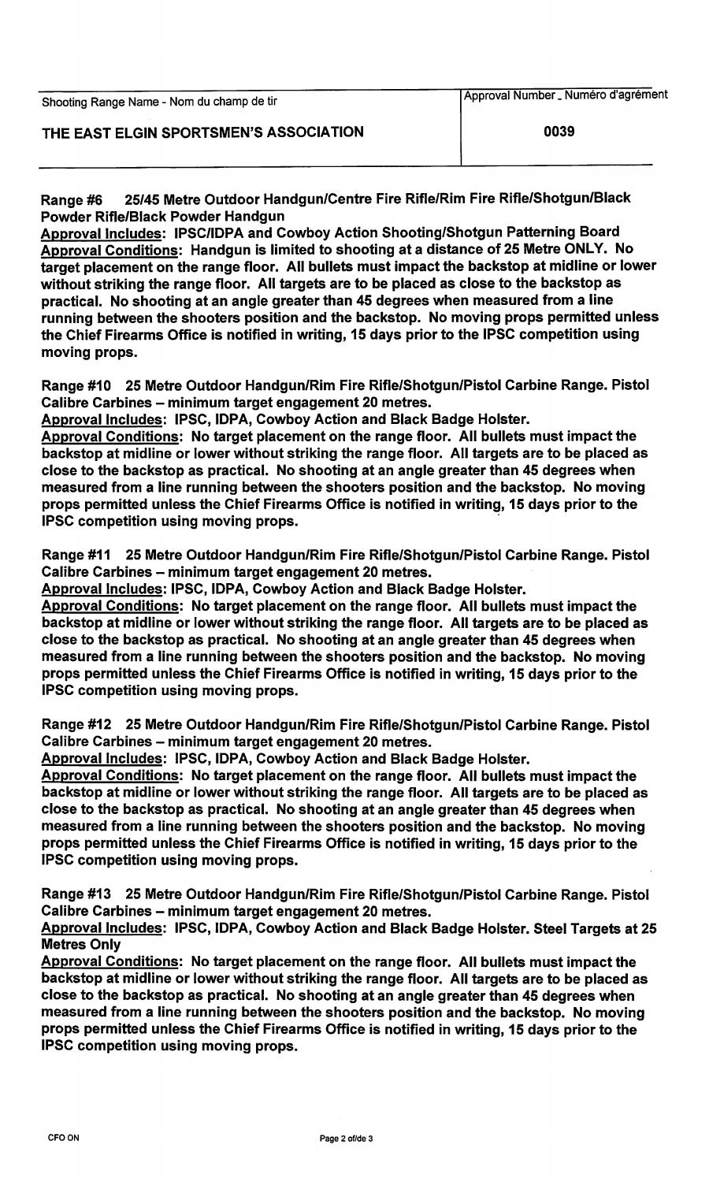| Shooting Range Name - Nom du champ de tir | Approval Number _ Numéro d'agrément |
|---|---|
| **THE EAST ELGIN SPORTSMEN'S ASSOCIATION** | **0039** |

**Range #6 25/45 Metre Outdoor Handgun/Centre Fire Rifle/Rim Fire Rifle/Shotgun/Black Powder Rifle/Black Powder Handgun**
**Approval Includes: IPSC/IDPA and Cowboy Action Shooting/Shotgun Patterning Board**
**Approval Conditions: Handgun is limited to shooting at a distance of 25 Metre ONLY. No target placement on the range floor. All bullets must impact the backstop at midline or lower without striking the range floor. All targets are to be placed as close to the backstop as practical. No shooting at an angle greater than 45 degrees when measured from a line running between the shooters position and the backstop. No moving props permitted unless the Chief Firearms Office is notified in writing, 15 days prior to the IPSC competition using moving props.**

**Range #10 25 Metre Outdoor Handgun/Rim Fire Rifle/Shotgun/Pistol Carbine Range. Pistol Calibre Carbines – minimum target engagement 20 metres.**
**Approval Includes: IPSC, IDPA, Cowboy Action and Black Badge Holster.**
**Approval Conditions: No target placement on the range floor. All bullets must impact the backstop at midline or lower without striking the range floor. All targets are to be placed as close to the backstop as practical. No shooting at an angle greater than 45 degrees when measured from a line running between the shooters position and the backstop. No moving props permitted unless the Chief Firearms Office is notified in writing, 15 days prior to the IPSC competition using moving props.**

**Range #11 25 Metre Outdoor Handgun/Rim Fire Rifle/Shotgun/Pistol Carbine Range. Pistol Calibre Carbines – minimum target engagement 20 metres.**
**Approval Includes: IPSC, IDPA, Cowboy Action and Black Badge Holster.**
**Approval Conditions: No target placement on the range floor. All bullets must impact the backstop at midline or lower without striking the range floor. All targets are to be placed as close to the backstop as practical. No shooting at an angle greater than 45 degrees when measured from a line running between the shooters position and the backstop. No moving props permitted unless the Chief Firearms Office is notified in writing, 15 days prior to the IPSC competition using moving props.**

**Range #12 25 Metre Outdoor Handgun/Rim Fire Rifle/Shotgun/Pistol Carbine Range. Pistol Calibre Carbines – minimum target engagement 20 metres.**
**Approval Includes: IPSC, IDPA, Cowboy Action and Black Badge Holster.**
**Approval Conditions: No target placement on the range floor. All bullets must impact the backstop at midline or lower without striking the range floor. All targets are to be placed as close to the backstop as practical. No shooting at an angle greater than 45 degrees when measured from a line running between the shooters position and the backstop. No moving props permitted unless the Chief Firearms Office is notified in writing, 15 days prior to the IPSC competition using moving props.**

**Range #13 25 Metre Outdoor Handgun/Rim Fire Rifle/Shotgun/Pistol Carbine Range. Pistol Calibre Carbines – minimum target engagement 20 metres.**
**Approval Includes: IPSC, IDPA, Cowboy Action and Black Badge Holster. Steel Targets at 25 Metres Only**
**Approval Conditions: No target placement on the range floor. All bullets must impact the backstop at midline or lower without striking the range floor. All targets are to be placed as close to the backstop as practical. No shooting at an angle greater than 45 degrees when measured from a line running between the shooters position and the backstop. No moving props permitted unless the Chief Firearms Office is notified in writing, 15 days prior to the IPSC competition using moving props.**